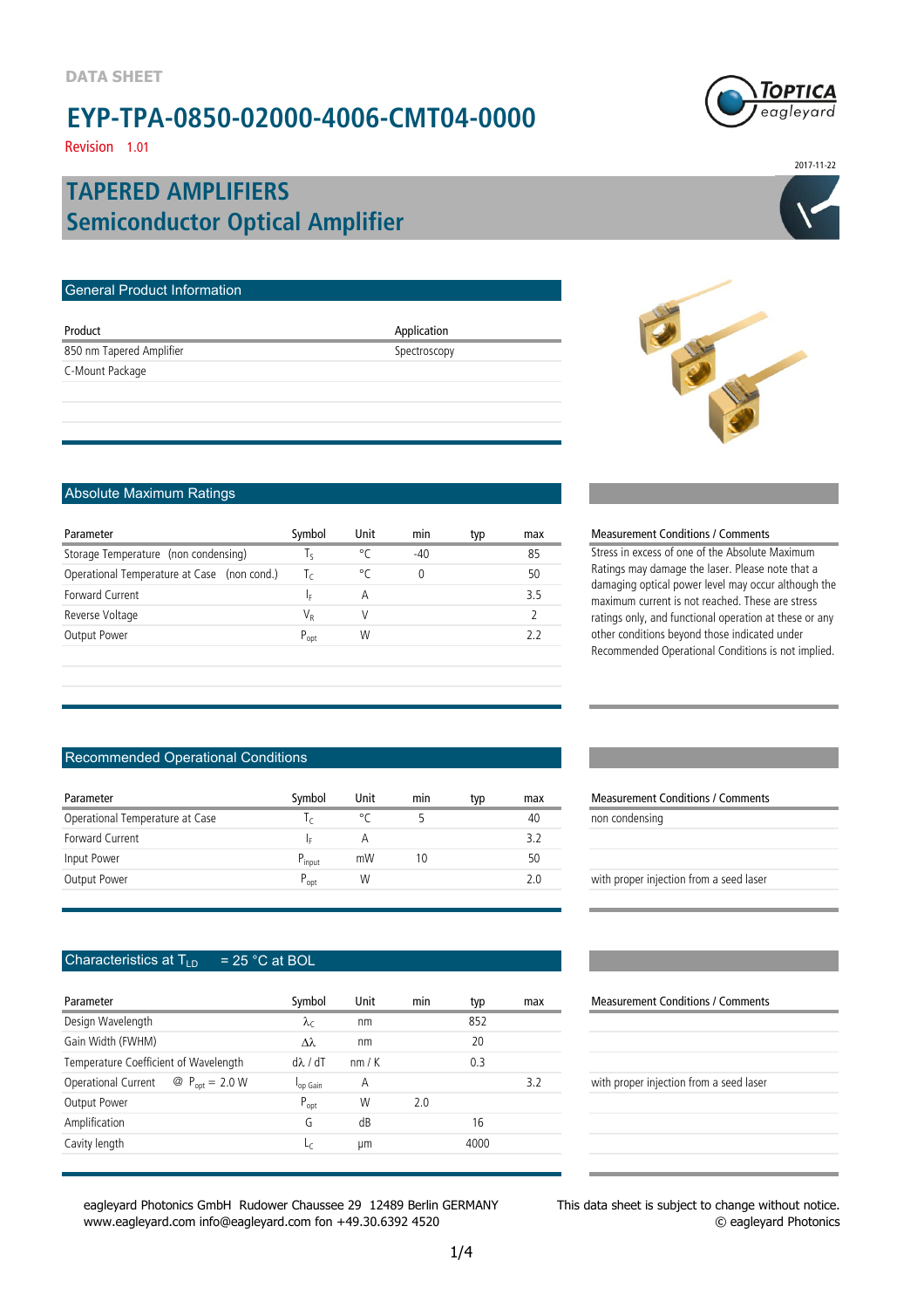DATA SHEET

# EYP-TPA-0850-02000-4006-CMT04-0000

Revision 1.01

2017-11-22

## TAPERED AMPLIFIERS
## Semiconductor Optical Amplifier

### General Product Information

| Product | Application |
|---|---|
| 850 nm Tapered Amplifier | Spectroscopy |
| C-Mount Package | |

### Absolute Maximum Ratings

| Parameter | Symbol | Unit | min | typ | max |
|---|---|---|---|---|---|
| Storage Temperature (non condensing) | $T_S$ | °C | -40 | | 85 |
| Operational Temperature at Case (non cond.) | $T_C$ | °C | 0 | | 50 |
| Forward Current | $I_F$ | A | | | 3.5 |
| Reverse Voltage | $V_R$ | V | | | 2 |
| Output Power | $P_{opt}$ | W | | | 2.2 |

Measurement Conditions / Comments

Stress in excess of one of the Absolute Maximum Ratings may damage the laser. Please note that a damaging optical power level may occur although the maximum current is not reached. These are stress ratings only, and functional operation at these or any other conditions beyond those indicated under Recommended Operational Conditions is not implied.

### Recommended Operational Conditions

| Parameter | Symbol | Unit | min | typ | max | Measurement Conditions / Comments |
|---|---|---|---|---|---|---|
| Operational Temperature at Case | $T_C$ | °C | 5 | | 40 | non condensing |
| Forward Current | $I_F$ | A | | | 3.2 | |
| Input Power | $P_{input}$ | mW | 10 | | 50 | |
| Output Power | $P_{opt}$ | W | | | 2.0 | with proper injection from a seed laser |

### Characteristics at $T_{LD}$ = 25 °C at BOL

| Parameter | Symbol | Unit | min | typ | max | Measurement Conditions / Comments |
|---|---|---|---|---|---|---|
| Design Wavelength | $\lambda_C$ | nm | | 852 | | |
| Gain Width (FWHM) | $\Delta\lambda$ | nm | | 20 | | |
| Temperature Coefficient of Wavelength | $d\lambda / dT$ | nm / K | | 0.3 | | |
| Operational Current @ $P_{opt}$ = 2.0 W | $I_{op\ Gain}$ | A | | | 3.2 | with proper injection from a seed laser |
| Output Power | $P_{opt}$ | W | 2.0 | | | |
| Amplification | G | dB | | 16 | | |
| Cavity length | $L_C$ | µm | | 4000 | | |

eagleyard Photonics GmbH Rudower Chaussee 29 12489 Berlin GERMANY
www.eagleyard.com info@eagleyard.com fon +49.30.6392 4520

This data sheet is subject to change without notice.
© eagleyard Photonics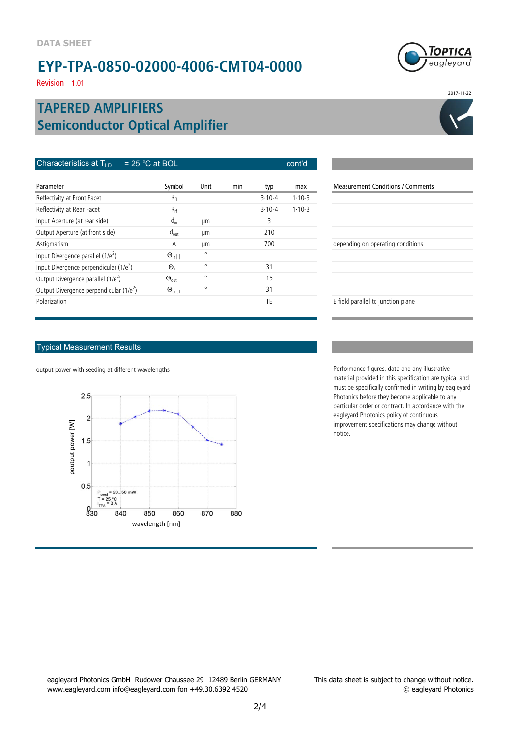DATA SHEET

# EYP-TPA-0850-02000-4006-CMT04-0000

Revision 1.01

2017-11-22

## TAPERED AMPLIFIERS
## Semiconductor Optical Amplifier

### Characteristics at $T_{LD}$ = 25 °C at BOL cont'd

| Parameter | Symbol | Unit | min | typ | max | Measurement Conditions / Comments |
|---|---|---|---|---|---|---|
| Reflectivity at Front Facet | $R_{ff}$ | | | $3 \cdot 10^{-4}$ | $1 \cdot 10^{-3}$ | |
| Reflectivity at Rear Facet | $R_{rf}$ | | | $3 \cdot 10^{-4}$ | $1 \cdot 10^{-3}$ | |
| Input Aperture (at rear side) | $d_{in}$ | µm | | 3 | | |
| Output Aperture (at front side) | $d_{out}$ | µm | | 210 | | |
| Astigmatism | A | µm | | 700 | | depending on operating conditions |
| Input Divergence parallel ($1/e^2$) | $\Theta_{in\parallel}$ | ° | | | | |
| Input Divergence perpendicular ($1/e^2$) | $\Theta_{in\perp}$ | ° | | 31 | | |
| Output Divergence parallel ($1/e^2$) | $\Theta_{out\parallel}$ | ° | | 15 | | |
| Output Divergence perpendicular ($1/e^2$) | $\Theta_{out\perp}$ | ° | | 31 | | |
| Polarization | | | | TE | | E field parallel to junction plane |

### Typical Measurement Results

output power with seeding at different wavelengths

(Chart: poutput power [W] vs. wavelength [nm]; $P_{seed}$ = 20...50 mW, T = 25 °C, $I_{TPA}$ = 3 A)

Performance figures, data and any illustrative material provided in this specification are typical and must be specifically confirmed in writing by eagleyard Photonics before they become applicable to any particular order or contract. In accordance with the eagleyard Photonics policy of continuous improvement specifications may change without notice.

eagleyard Photonics GmbH Rudower Chaussee 29 12489 Berlin GERMANY
www.eagleyard.com info@eagleyard.com fon +49.30.6392 4520

This data sheet is subject to change without notice.
© eagleyard Photonics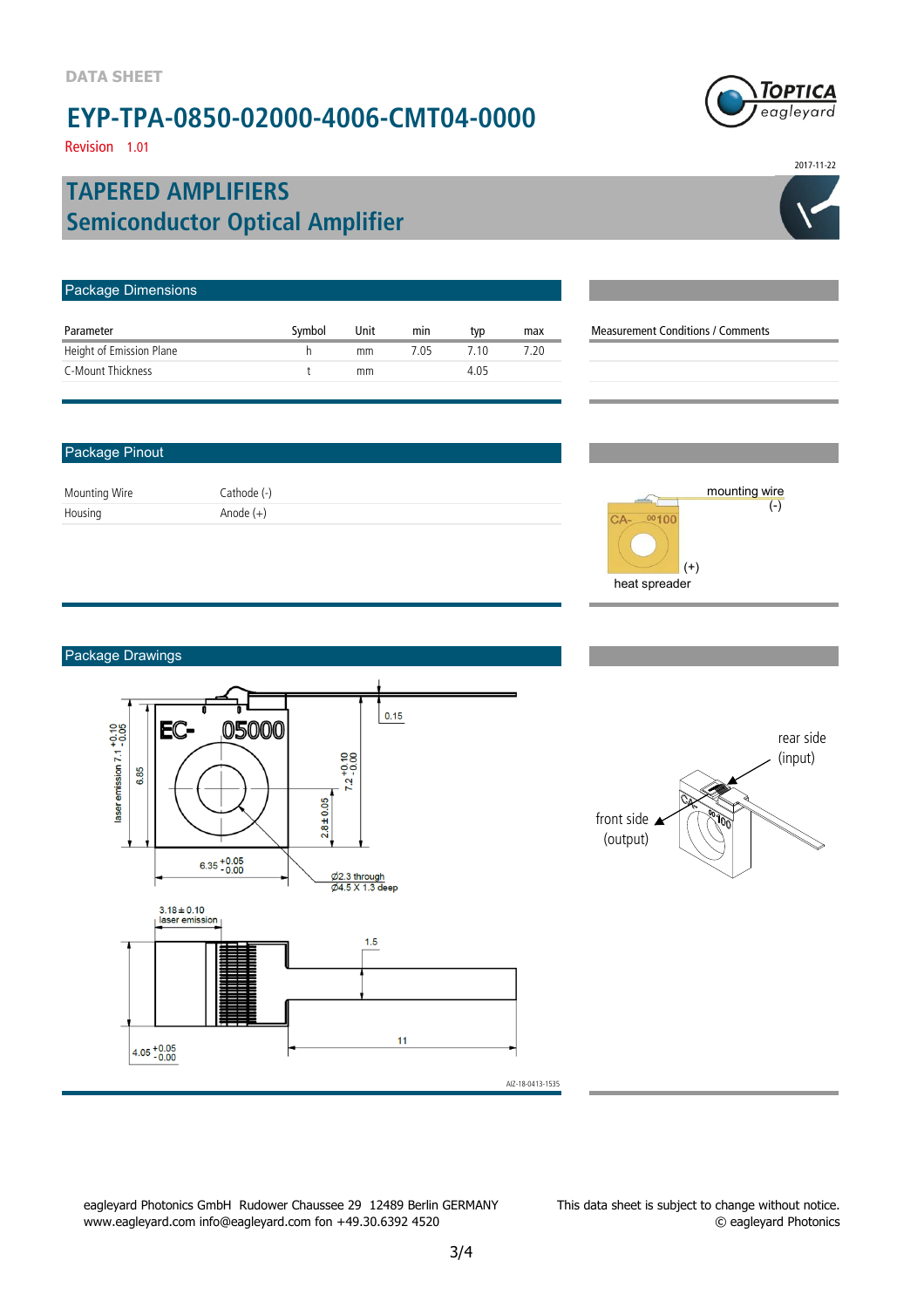DATA SHEET

# EYP-TPA-0850-02000-4006-CMT04-0000

Revision 1.01

2017-11-22

## TAPERED AMPLIFIERS
## Semiconductor Optical Amplifier

### Package Dimensions

| Parameter | Symbol | Unit | min | typ | max | Measurement Conditions / Comments |
|---|---|---|---|---|---|---|
| Height of Emission Plane | h | mm | 7.05 | 7.10 | 7.20 | |
| C-Mount Thickness | t | mm | | 4.05 | | |

### Package Pinout

| | |
|---|---|
| Mounting Wire | Cathode (-) |
| Housing | Anode (+) |

mounting wire (-)

(+)

heat spreader

### Package Drawings

rear side (input)

front side (output)

AIZ-18-0413-1535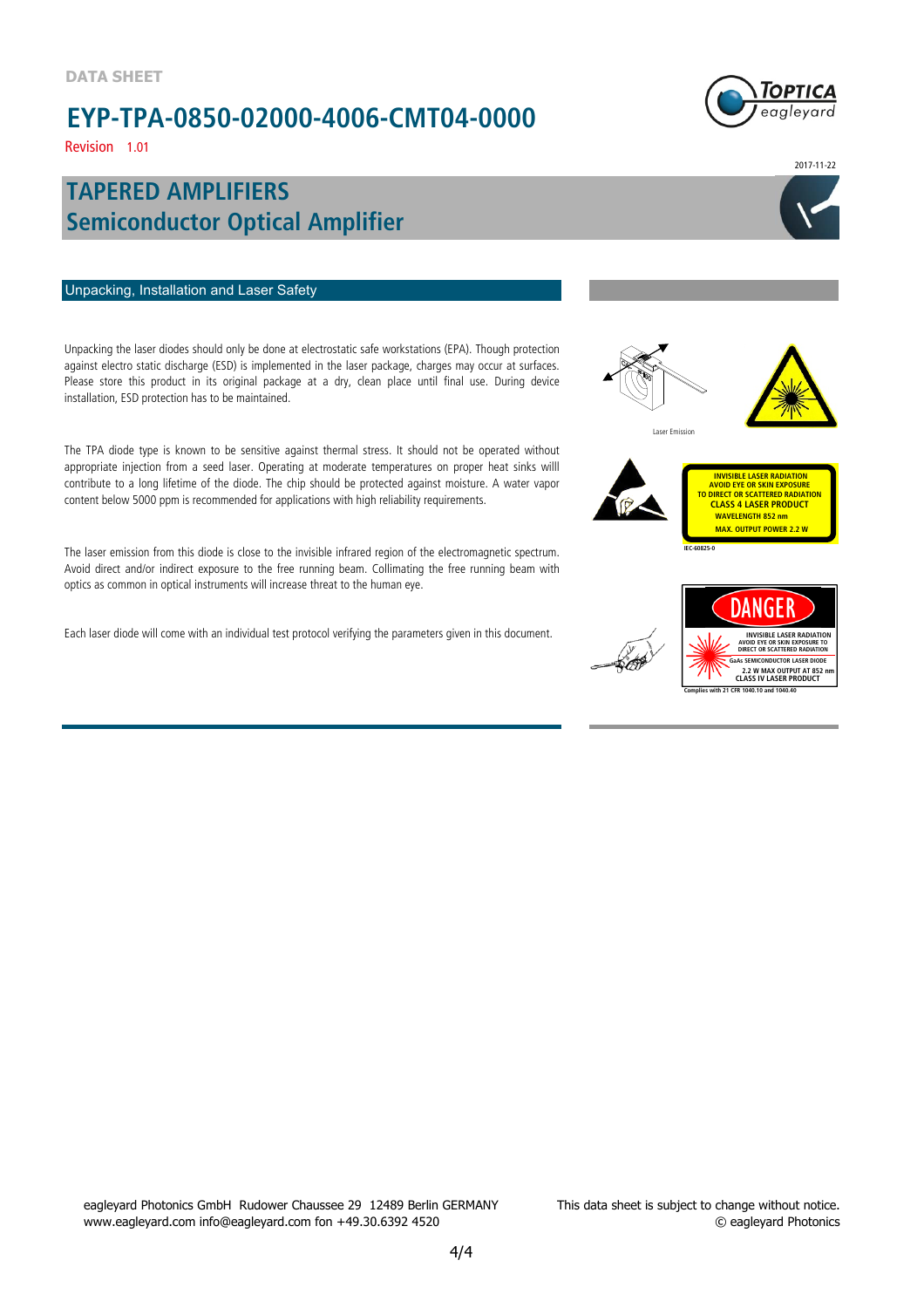## Unpacking, Installation and Laser Safety

Unpacking the laser diodes should only be done at electrostatic safe workstations (EPA). Though protection against electro static discharge (ESD) is implemented in the laser package, charges may occur at surfaces. Please store this product in its original package at a dry, clean place until final use. During device installation, ESD protection has to be maintained.

The TPA diode type is known to be sensitive against thermal stress. It should not be operated without appropriate injection from a seed laser. Operating at moderate temperatures on proper heat sinks willl contribute to a long lifetime of the diode. The chip should be protected against moisture. A water vapor content below 5000 ppm is recommended for applications with high reliability requirements.

The laser emission from this diode is close to the invisible infrared region of the electromagnetic spectrum. Avoid direct and/or indirect exposure to the free running beam. Collimating the free running beam with optics as common in optical instruments will increase threat to the human eye.

Each laser diode will come with an individual test protocol verifying the parameters given in this document.

Laser Emission

INVISIBLE LASER RADIATION
AVOID EYE OR SKIN EXPOSURE
TO DIRECT OR SCATTERED RADIATION
CLASS 4 LASER PRODUCT
WAVELENGTH 852 nm
MAX. OUTPUT POWER 2.2 W

IEC-60825-0

DANGER

INVISIBLE LASER RADIATION
AVOID EYE OR SKIN EXPOSURE TO
DIRECT OR SCATTERED RADIATION
GaAs SEMICONDUCTOR LASER DIODE
2.2 W MAX OUTPUT AT 852 nm
CLASS IV LASER PRODUCT

Complies with 21 CFR 1040.10 and 1040.40

eagleyard Photonics GmbH Rudower Chaussee 29 12489 Berlin GERMANY
www.eagleyard.com info@eagleyard.com fon +49.30.6392 4520

This data sheet is subject to change without notice.
© eagleyard Photonics